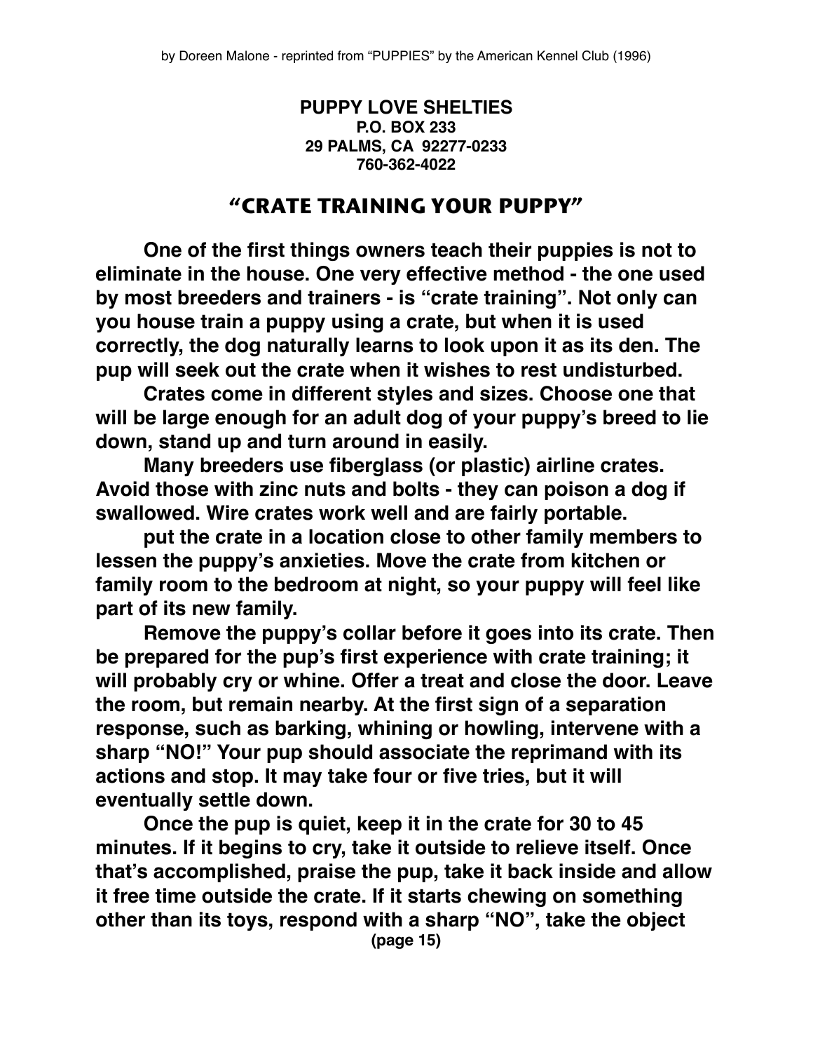by Doreen Malone - reprinted from "PUPPIES" by the American Kennel Club (1996)

**PUPPY LOVE SHELTIES**
**P.O. BOX 233**
**29 PALMS, CA 92277-0233**
**760-362-4022**

# "CRATE TRAINING YOUR PUPPY"

**One of the first things owners teach their puppies is not to eliminate in the house. One very effective method - the one used by most breeders and trainers - is "crate training". Not only can you house train a puppy using a crate, but when it is used correctly, the dog naturally learns to look upon it as its den. The pup will seek out the crate when it wishes to rest undisturbed.**

**Crates come in different styles and sizes. Choose one that will be large enough for an adult dog of your puppy's breed to lie down, stand up and turn around in easily.**

**Many breeders use fiberglass (or plastic) airline crates. Avoid those with zinc nuts and bolts - they can poison a dog if swallowed. Wire crates work well and are fairly portable.**

**put the crate in a location close to other family members to lessen the puppy's anxieties. Move the crate from kitchen or family room to the bedroom at night, so your puppy will feel like part of its new family.**

**Remove the puppy's collar before it goes into its crate. Then be prepared for the pup's first experience with crate training; it will probably cry or whine. Offer a treat and close the door. Leave the room, but remain nearby. At the first sign of a separation response, such as barking, whining or howling, intervene with a sharp "NO!" Your pup should associate the reprimand with its actions and stop. It may take four or five tries, but it will eventually settle down.**

**Once the pup is quiet, keep it in the crate for 30 to 45 minutes. If it begins to cry, take it outside to relieve itself. Once that's accomplished, praise the pup, take it back inside and allow it free time outside the crate. If it starts chewing on something other than its toys, respond with a sharp "NO", take the object**

**(page 15)**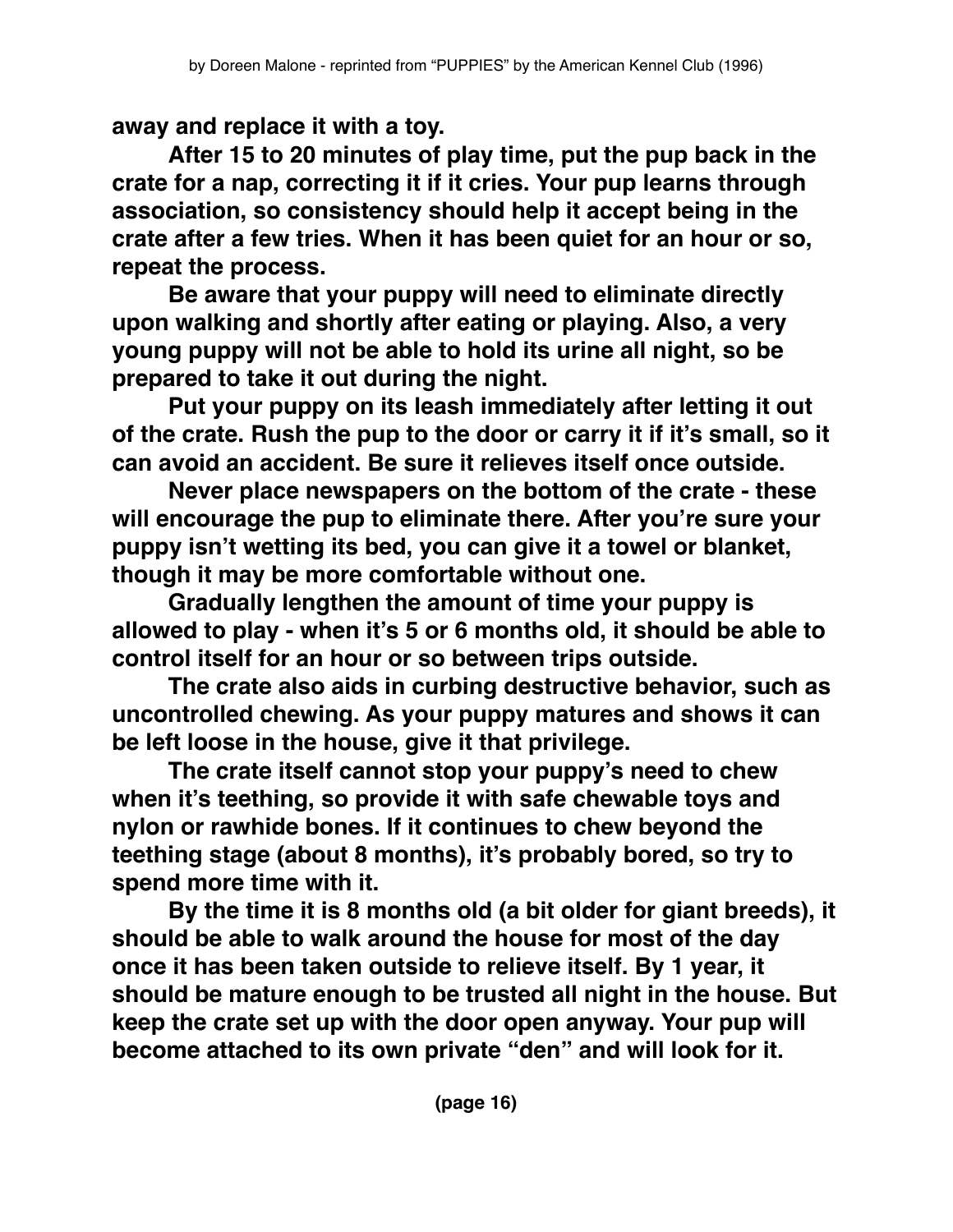**away and replace it with a toy.**

**After 15 to 20 minutes of play time, put the pup back in the crate for a nap, correcting it if it cries. Your pup learns through association, so consistency should help it accept being in the crate after a few tries. When it has been quiet for an hour or so, repeat the process.**

**Be aware that your puppy will need to eliminate directly upon walking and shortly after eating or playing. Also, a very young puppy will not be able to hold its urine all night, so be prepared to take it out during the night.**

**Put your puppy on its leash immediately after letting it out of the crate. Rush the pup to the door or carry it if it's small, so it can avoid an accident. Be sure it relieves itself once outside.**

**Never place newspapers on the bottom of the crate - these will encourage the pup to eliminate there. After you're sure your puppy isn't wetting its bed, you can give it a towel or blanket, though it may be more comfortable without one.**

**Gradually lengthen the amount of time your puppy is allowed to play - when it's 5 or 6 months old, it should be able to control itself for an hour or so between trips outside.**

**The crate also aids in curbing destructive behavior, such as uncontrolled chewing. As your puppy matures and shows it can be left loose in the house, give it that privilege.**

**The crate itself cannot stop your puppy's need to chew when it's teething, so provide it with safe chewable toys and nylon or rawhide bones. If it continues to chew beyond the teething stage (about 8 months), it's probably bored, so try to spend more time with it.**

**By the time it is 8 months old (a bit older for giant breeds), it should be able to walk around the house for most of the day once it has been taken outside to relieve itself. By 1 year, it should be mature enough to be trusted all night in the house. But keep the crate set up with the door open anyway. Your pup will become attached to its own private "den" and will look for it.**